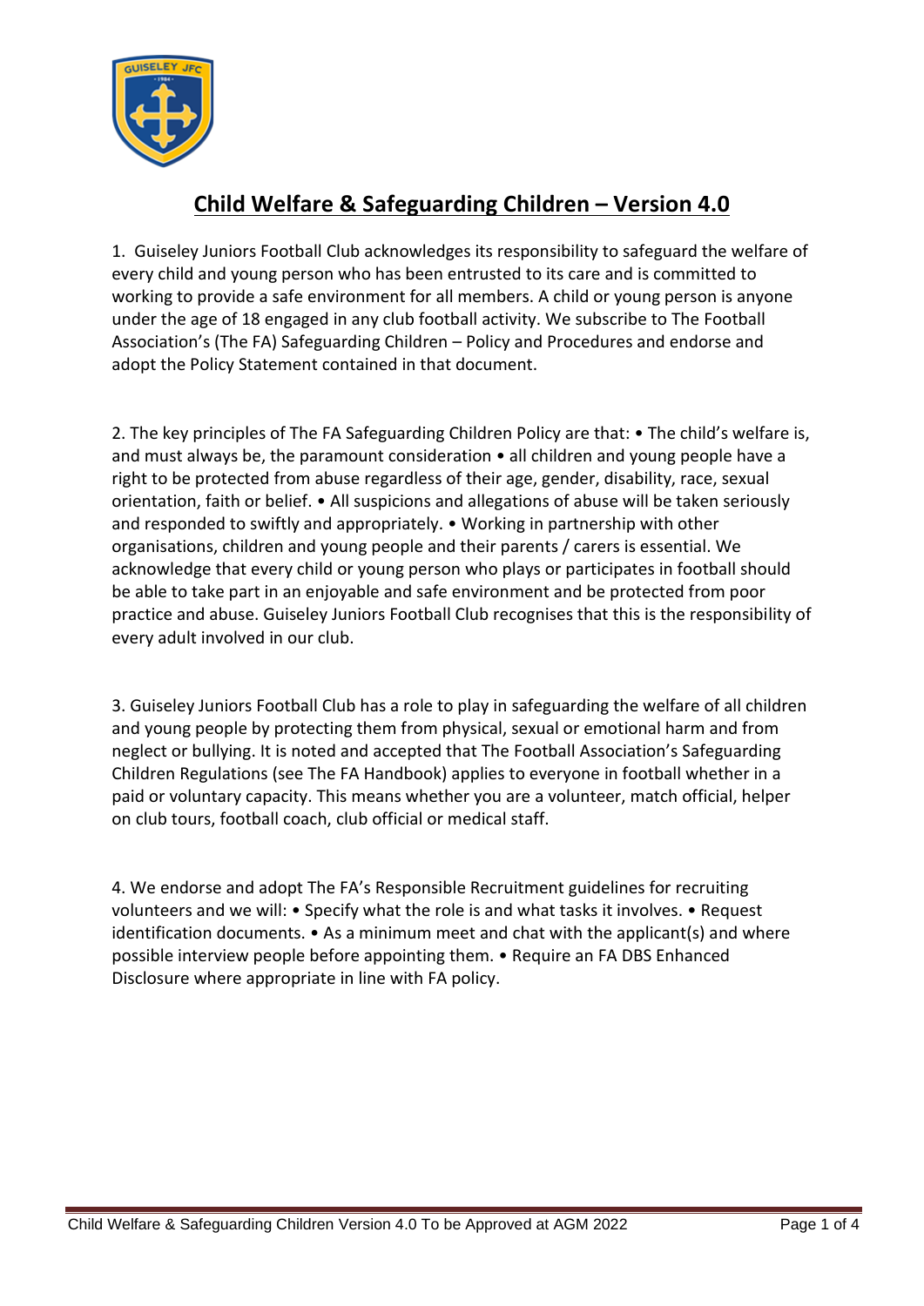# Child Welfare & Safeguarding Children – Version 4.0

1. Guiseley Juniors Football Club acknowledges its responsibility to safeguard the welfare of every child and young person who has been entrusted to its care and is committed to working to provide a safe environment for all members. A child or young person is anyone under the age of 18 engaged in any club football activity. We subscribe to The Football Association's (The FA) Safeguarding Children – Policy and Procedures and endorse and adopt the Policy Statement contained in that document.

2. The key principles of The FA Safeguarding Children Policy are that: • The child's welfare is, and must always be, the paramount consideration • all children and young people have a right to be protected from abuse regardless of their age, gender, disability, race, sexual orientation, faith or belief. • All suspicions and allegations of abuse will be taken seriously and responded to swiftly and appropriately. • Working in partnership with other organisations, children and young people and their parents / carers is essential. We acknowledge that every child or young person who plays or participates in football should be able to take part in an enjoyable and safe environment and be protected from poor practice and abuse. Guiseley Juniors Football Club recognises that this is the responsibility of every adult involved in our club.

3. Guiseley Juniors Football Club has a role to play in safeguarding the welfare of all children and young people by protecting them from physical, sexual or emotional harm and from neglect or bullying. It is noted and accepted that The Football Association's Safeguarding Children Regulations (see The FA Handbook) applies to everyone in football whether in a paid or voluntary capacity. This means whether you are a volunteer, match official, helper on club tours, football coach, club official or medical staff.

4. We endorse and adopt The FA's Responsible Recruitment guidelines for recruiting volunteers and we will: • Specify what the role is and what tasks it involves. • Request identification documents. • As a minimum meet and chat with the applicant(s) and where possible interview people before appointing them. • Require an FA DBS Enhanced Disclosure where appropriate in line with FA policy.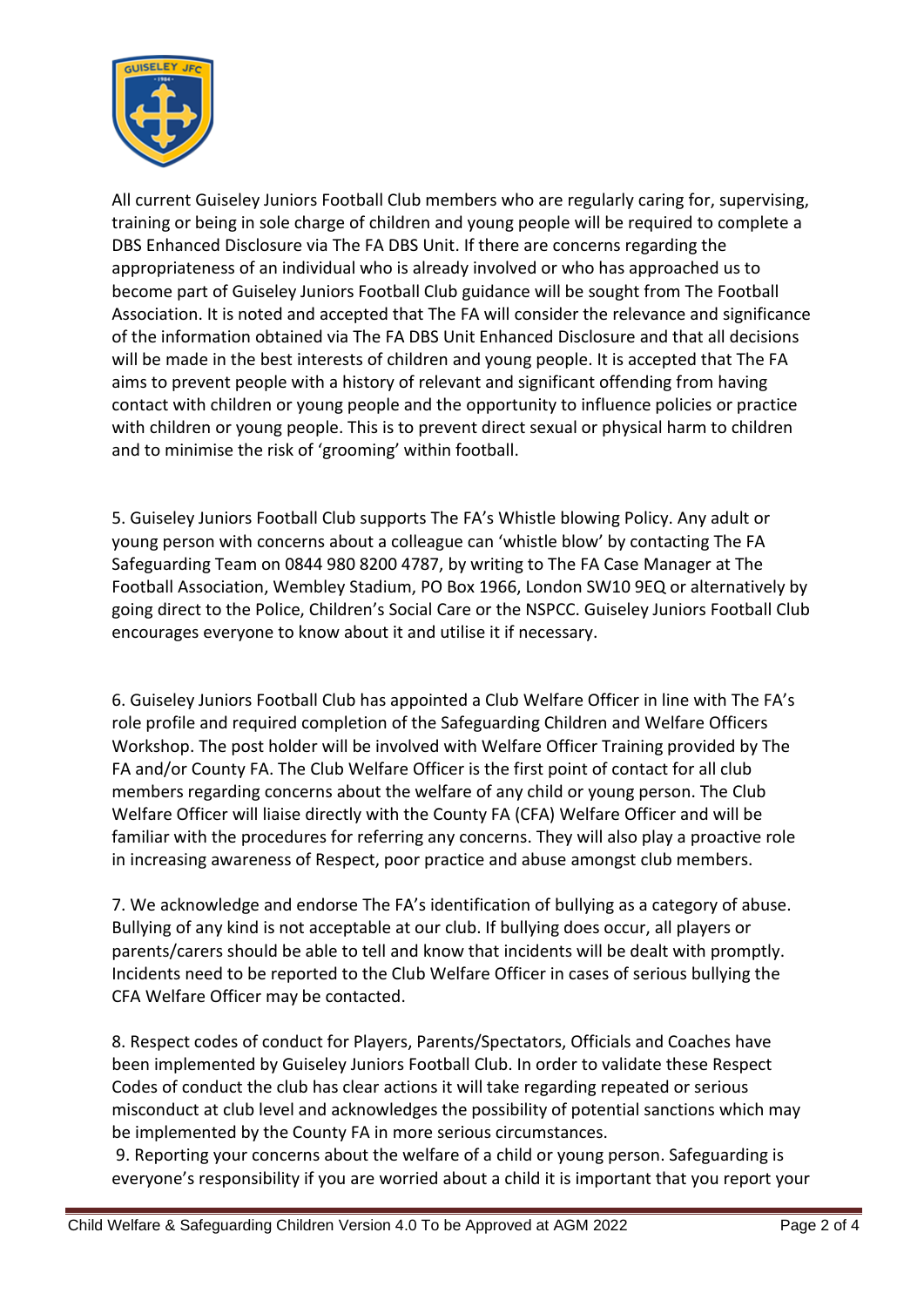All current Guiseley Juniors Football Club members who are regularly caring for, supervising, training or being in sole charge of children and young people will be required to complete a DBS Enhanced Disclosure via The FA DBS Unit. If there are concerns regarding the appropriateness of an individual who is already involved or who has approached us to become part of Guiseley Juniors Football Club guidance will be sought from The Football Association. It is noted and accepted that The FA will consider the relevance and significance of the information obtained via The FA DBS Unit Enhanced Disclosure and that all decisions will be made in the best interests of children and young people. It is accepted that The FA aims to prevent people with a history of relevant and significant offending from having contact with children or young people and the opportunity to influence policies or practice with children or young people. This is to prevent direct sexual or physical harm to children and to minimise the risk of 'grooming' within football.

5. Guiseley Juniors Football Club supports The FA's Whistle blowing Policy. Any adult or young person with concerns about a colleague can 'whistle blow' by contacting The FA Safeguarding Team on 0844 980 8200 4787, by writing to The FA Case Manager at The Football Association, Wembley Stadium, PO Box 1966, London SW10 9EQ or alternatively by going direct to the Police, Children's Social Care or the NSPCC. Guiseley Juniors Football Club encourages everyone to know about it and utilise it if necessary.

6. Guiseley Juniors Football Club has appointed a Club Welfare Officer in line with The FA's role profile and required completion of the Safeguarding Children and Welfare Officers Workshop. The post holder will be involved with Welfare Officer Training provided by The FA and/or County FA. The Club Welfare Officer is the first point of contact for all club members regarding concerns about the welfare of any child or young person. The Club Welfare Officer will liaise directly with the County FA (CFA) Welfare Officer and will be familiar with the procedures for referring any concerns. They will also play a proactive role in increasing awareness of Respect, poor practice and abuse amongst club members.

7. We acknowledge and endorse The FA's identification of bullying as a category of abuse. Bullying of any kind is not acceptable at our club. If bullying does occur, all players or parents/carers should be able to tell and know that incidents will be dealt with promptly. Incidents need to be reported to the Club Welfare Officer in cases of serious bullying the CFA Welfare Officer may be contacted.

8. Respect codes of conduct for Players, Parents/Spectators, Officials and Coaches have been implemented by Guiseley Juniors Football Club. In order to validate these Respect Codes of conduct the club has clear actions it will take regarding repeated or serious misconduct at club level and acknowledges the possibility of potential sanctions which may be implemented by the County FA in more serious circumstances.

9. Reporting your concerns about the welfare of a child or young person. Safeguarding is everyone's responsibility if you are worried about a child it is important that you report your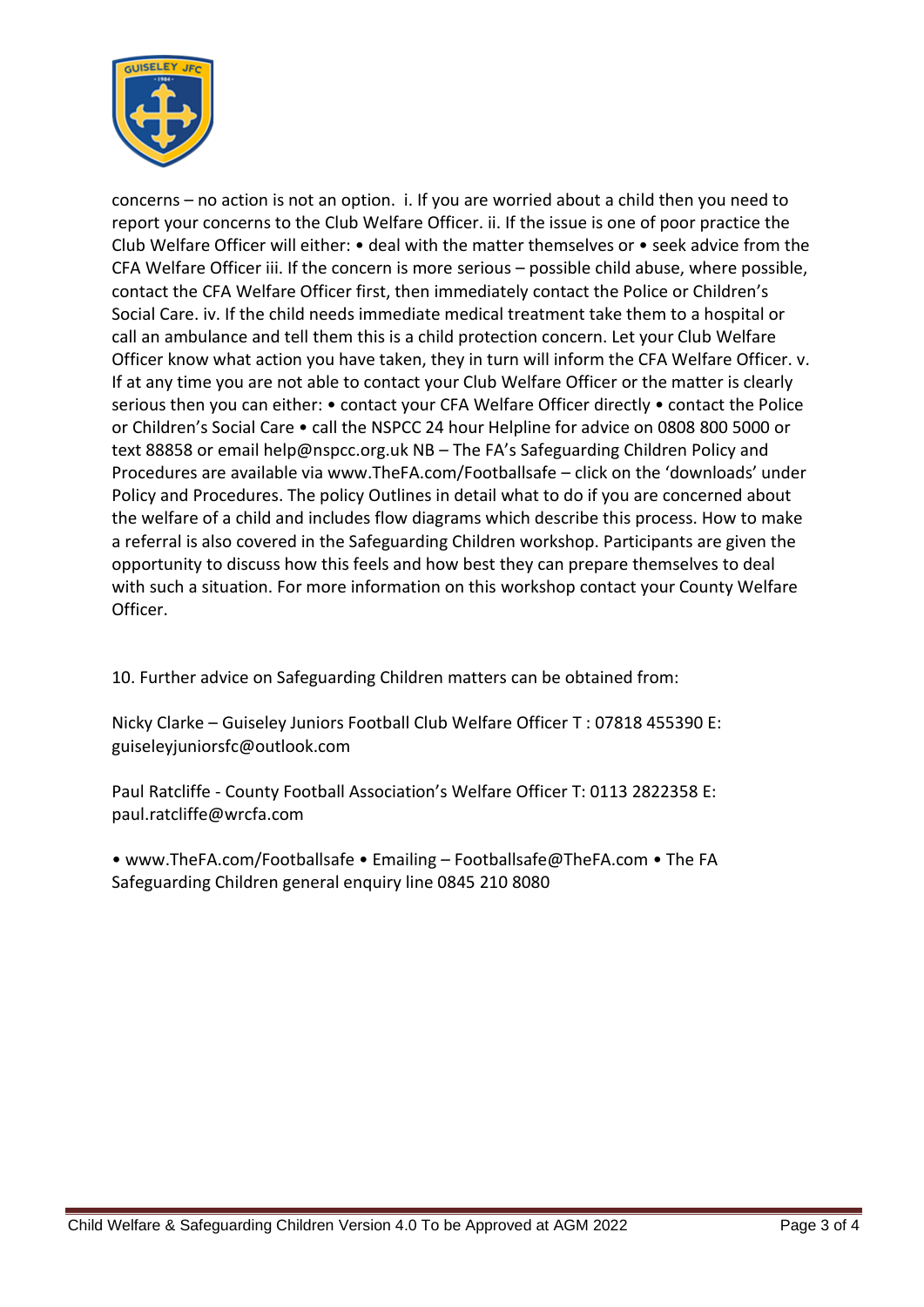concerns – no action is not an option. i. If you are worried about a child then you need to report your concerns to the Club Welfare Officer. ii. If the issue is one of poor practice the Club Welfare Officer will either: • deal with the matter themselves or • seek advice from the CFA Welfare Officer iii. If the concern is more serious – possible child abuse, where possible, contact the CFA Welfare Officer first, then immediately contact the Police or Children's Social Care. iv. If the child needs immediate medical treatment take them to a hospital or call an ambulance and tell them this is a child protection concern. Let your Club Welfare Officer know what action you have taken, they in turn will inform the CFA Welfare Officer. v. If at any time you are not able to contact your Club Welfare Officer or the matter is clearly serious then you can either: • contact your CFA Welfare Officer directly • contact the Police or Children's Social Care • call the NSPCC 24 hour Helpline for advice on 0808 800 5000 or text 88858 or email help@nspcc.org.uk NB – The FA's Safeguarding Children Policy and Procedures are available via www.TheFA.com/Footballsafe – click on the 'downloads' under Policy and Procedures. The policy Outlines in detail what to do if you are concerned about the welfare of a child and includes flow diagrams which describe this process. How to make a referral is also covered in the Safeguarding Children workshop. Participants are given the opportunity to discuss how this feels and how best they can prepare themselves to deal with such a situation. For more information on this workshop contact your County Welfare Officer.

10. Further advice on Safeguarding Children matters can be obtained from:

Nicky Clarke – Guiseley Juniors Football Club Welfare Officer T : 07818 455390 E: guiseleyjuniorsfc@outlook.com

Paul Ratcliffe - County Football Association's Welfare Officer T: 0113 2822358 E: paul.ratcliffe@wrcfa.com

• www.TheFA.com/Footballsafe • Emailing – Footballsafe@TheFA.com • The FA Safeguarding Children general enquiry line 0845 210 8080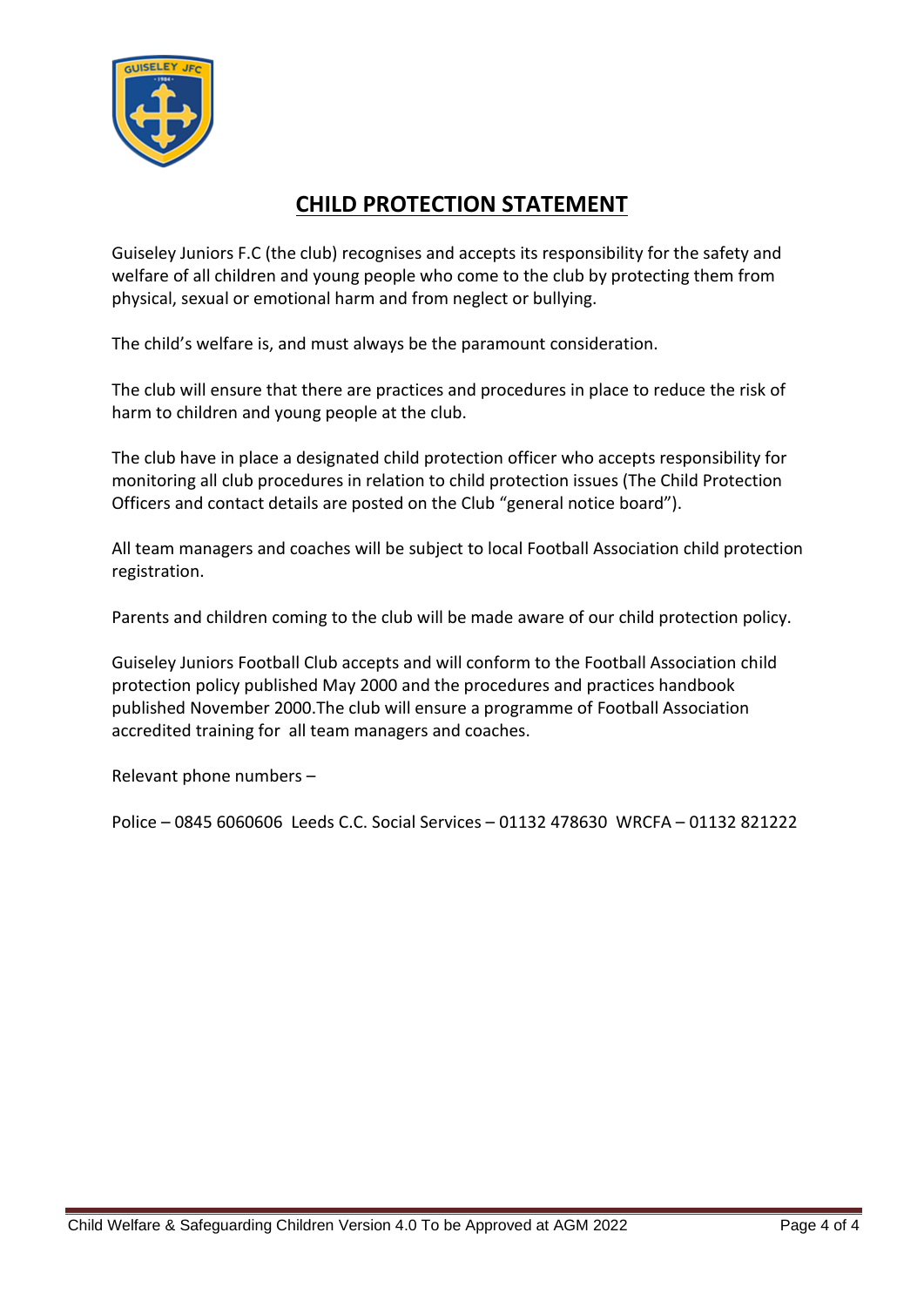# CHILD PROTECTION STATEMENT

Guiseley Juniors F.C (the club) recognises and accepts its responsibility for the safety and welfare of all children and young people who come to the club by protecting them from physical, sexual or emotional harm and from neglect or bullying.

The child's welfare is, and must always be the paramount consideration.

The club will ensure that there are practices and procedures in place to reduce the risk of harm to children and young people at the club.

The club have in place a designated child protection officer who accepts responsibility for monitoring all club procedures in relation to child protection issues (The Child Protection Officers and contact details are posted on the Club "general notice board").

All team managers and coaches will be subject to local Football Association child protection registration.

Parents and children coming to the club will be made aware of our child protection policy.

Guiseley Juniors Football Club accepts and will conform to the Football Association child protection policy published May 2000 and the procedures and practices handbook published November 2000.The club will ensure a programme of Football Association accredited training for all team managers and coaches.

Relevant phone numbers –

Police – 0845 6060606 Leeds C.C. Social Services – 01132 478630 WRCFA – 01132 821222